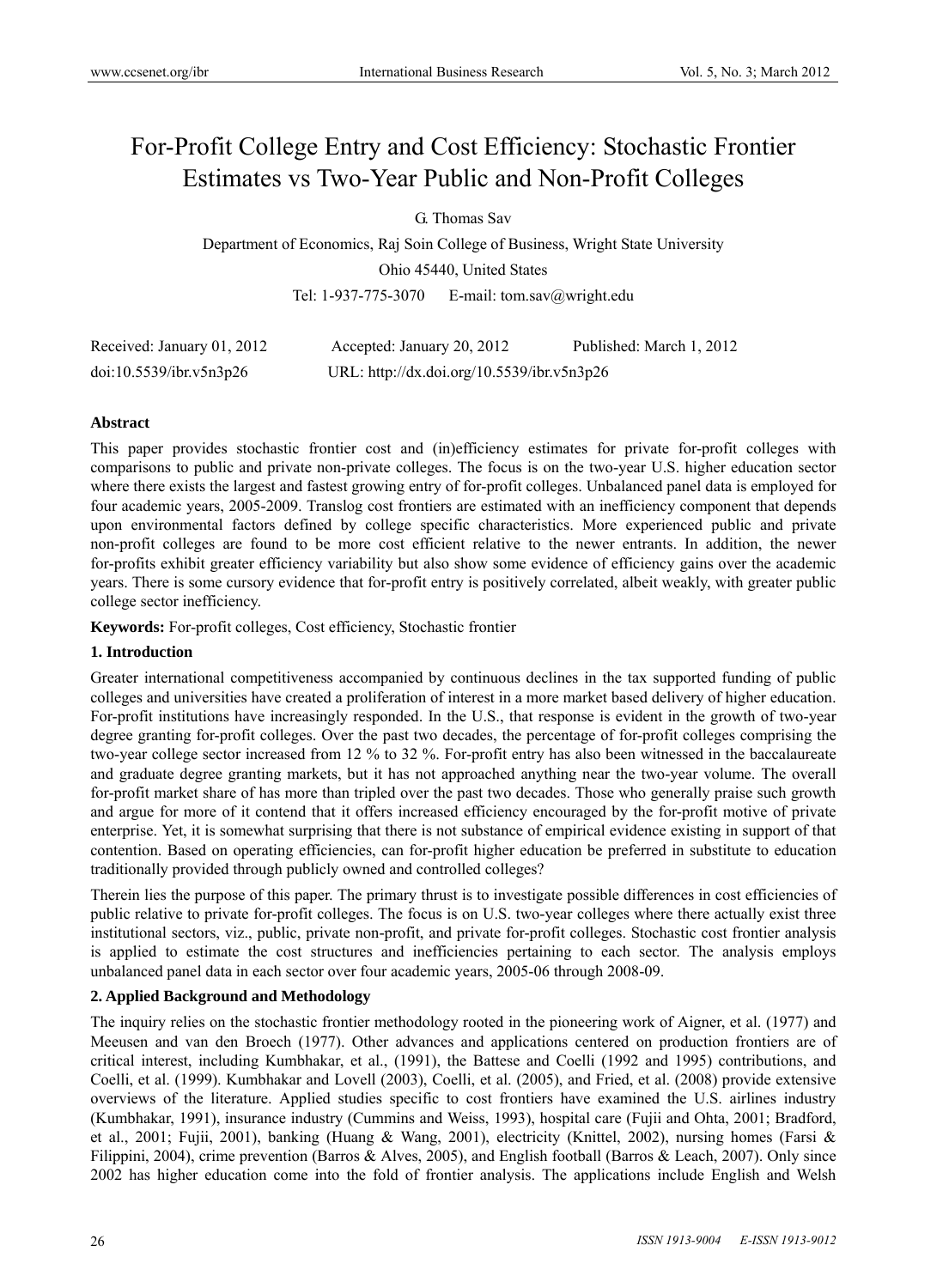# For-Profit College Entry and Cost Efficiency: Stochastic Frontier Estimates vs Two-Year Public and Non-Profit Colleges

G. Thomas Sav

Department of Economics, Raj Soin College of Business, Wright State University

Ohio 45440, United States

Tel: 1-937-775-3070 E-mail: tom.sav@wright.edu

Received: January 01, 2012 Accepted: January 20, 2012 Published: March 1, 2012

doi:10.5539/ibr.v5n3p26 URL: http://dx.doi.org/10.5539/ibr.v5n3p26

**Abstract**

This paper provides stochastic frontier cost and (in)efficiency estimates for private for-profit colleges with comparisons to public and private non-private colleges. The focus is on the two-year U.S. higher education sector where there exists the largest and fastest growing entry of for-profit colleges. Unbalanced panel data is employed for four academic years, 2005-2009. Translog cost frontiers are estimated with an inefficiency component that depends upon environmental factors defined by college specific characteristics. More experienced public and private non-profit colleges are found to be more cost efficient relative to the newer entrants. In addition, the newer for-profits exhibit greater efficiency variability but also show some evidence of efficiency gains over the academic years. There is some cursory evidence that for-profit entry is positively correlated, albeit weakly, with greater public college sector inefficiency.

**Keywords:** For-profit colleges, Cost efficiency, Stochastic frontier

## 1. Introduction

Greater international competitiveness accompanied by continuous declines in the tax supported funding of public colleges and universities have created a proliferation of interest in a more market based delivery of higher education. For-profit institutions have increasingly responded. In the U.S., that response is evident in the growth of two-year degree granting for-profit colleges. Over the past two decades, the percentage of for-profit colleges comprising the two-year college sector increased from 12 % to 32 %. For-profit entry has also been witnessed in the baccalaureate and graduate degree granting markets, but it has not approached anything near the two-year volume. The overall for-profit market share of has more than tripled over the past two decades. Those who generally praise such growth and argue for more of it contend that it offers increased efficiency encouraged by the for-profit motive of private enterprise. Yet, it is somewhat surprising that there is not substance of empirical evidence existing in support of that contention. Based on operating efficiencies, can for-profit higher education be preferred in substitute to education traditionally provided through publicly owned and controlled colleges?

Therein lies the purpose of this paper. The primary thrust is to investigate possible differences in cost efficiencies of public relative to private for-profit colleges. The focus is on U.S. two-year colleges where there actually exist three institutional sectors, viz., public, private non-profit, and private for-profit colleges. Stochastic cost frontier analysis is applied to estimate the cost structures and inefficiencies pertaining to each sector. The analysis employs unbalanced panel data in each sector over four academic years, 2005-06 through 2008-09.

## 2. Applied Background and Methodology

The inquiry relies on the stochastic frontier methodology rooted in the pioneering work of Aigner, et al. (1977) and Meeusen and van den Broech (1977). Other advances and applications centered on production frontiers are of critical interest, including Kumbhakar, et al., (1991), the Battese and Coelli (1992 and 1995) contributions, and Coelli, et al. (1999). Kumbhakar and Lovell (2003), Coelli, et al. (2005), and Fried, et al. (2008) provide extensive overviews of the literature. Applied studies specific to cost frontiers have examined the U.S. airlines industry (Kumbhakar, 1991), insurance industry (Cummins and Weiss, 1993), hospital care (Fujii and Ohta, 2001; Bradford, et al., 2001; Fujii, 2001), banking (Huang & Wang, 2001), electricity (Knittel, 2002), nursing homes (Farsi & Filippini, 2004), crime prevention (Barros & Alves, 2005), and English football (Barros & Leach, 2007). Only since 2002 has higher education come into the fold of frontier analysis. The applications include English and Welsh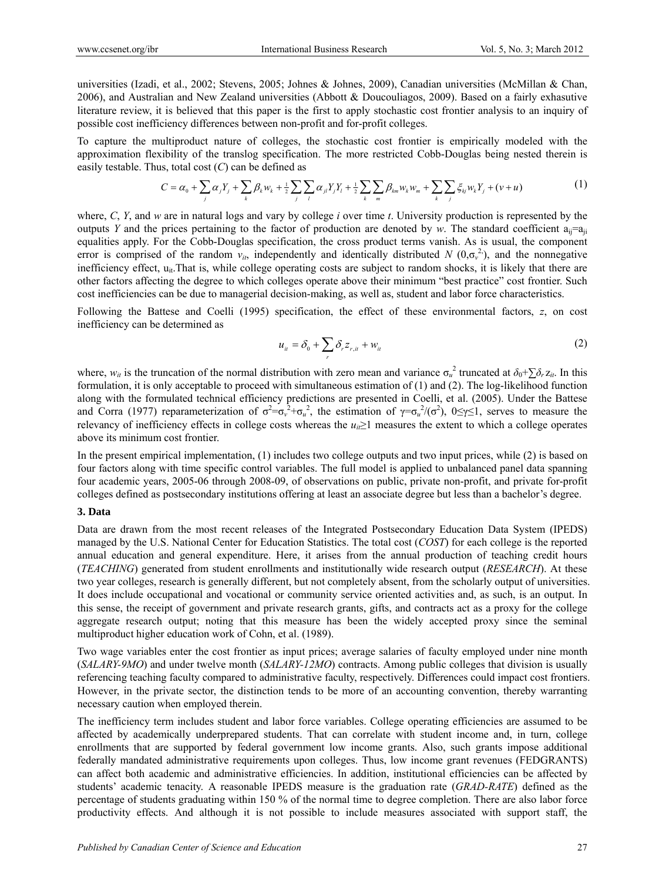universities (Izadi, et al., 2002; Stevens, 2005; Johnes & Johnes, 2009), Canadian universities (McMillan & Chan, 2006), and Australian and New Zealand universities (Abbott & Doucouliagos, 2009). Based on a fairly exhaustive literature review, it is believed that this paper is the first to apply stochastic cost frontier analysis to an inquiry of possible cost inefficiency differences between non-profit and for-profit colleges.

To capture the multiproduct nature of colleges, the stochastic cost frontier is empirically modeled with the approximation flexibility of the translog specification. The more restricted Cobb-Douglas being nested therein is easily testable. Thus, total cost ($C$) can be defined as

$$C = \alpha_0 + \sum_j \alpha_j Y_j + \sum_k \beta_k w_k + \tfrac{1}{2}\sum_j \sum_l \alpha_{jl} Y_j Y_l + \tfrac{1}{2}\sum_k \sum_m \beta_{km} w_k w_m + \sum_k \sum_j \xi_{kj} w_k Y_j + (v+u) \tag{1}$$

where, $C$, $Y$, and $w$ are in natural logs and vary by college $i$ over time $t$. University production is represented by the outputs $Y$ and the prices pertaining to the factor of production are denoted by $w$. The standard coefficient $a_{ij}=a_{ji}$ equalities apply. For the Cobb-Douglas specification, the cross product terms vanish. As is usual, the component error is comprised of the random $v_{it}$, independently and identically distributed $N\ (0,\sigma_v^2)$, and the nonnegative inefficiency effect, $u_{it}$. That is, while college operating costs are subject to random shocks, it is likely that there are other factors affecting the degree to which colleges operate above their minimum "best practice" cost frontier. Such cost inefficiencies can be due to managerial decision-making, as well as, student and labor force characteristics.

Following the Battese and Coelli (1995) specification, the effect of these environmental factors, $z$, on cost inefficiency can be determined as

$$u_{it} = \delta_0 + \sum_r \delta_r z_{r,it} + w_{it} \tag{2}$$

where, $w_{it}$ is the truncation of the normal distribution with zero mean and variance $\sigma_u^2$ truncated at $\delta_0+\sum\delta_r z_{it}$. In this formulation, it is only acceptable to proceed with simultaneous estimation of (1) and (2). The log-likelihood function along with the formulated technical efficiency predictions are presented in Coelli, et al. (2005). Under the Battese and Corra (1977) reparameterization of $\sigma^2=\sigma_v^2+\sigma_u^2$, the estimation of $\gamma=\sigma_u^2/(\sigma^2)$, $0\leq\gamma\leq 1$, serves to measure the relevancy of inefficiency effects in college costs whereas the $u_{it}\geq 1$ measures the extent to which a college operates above its minimum cost frontier.

In the present empirical implementation, (1) includes two college outputs and two input prices, while (2) is based on four factors along with time specific control variables. The full model is applied to unbalanced panel data spanning four academic years, 2005-06 through 2008-09, of observations on public, private non-profit, and private for-profit colleges defined as postsecondary institutions offering at least an associate degree but less than a bachelor's degree.

## 3. Data

Data are drawn from the most recent releases of the Integrated Postsecondary Education Data System (IPEDS) managed by the U.S. National Center for Education Statistics. The total cost (*COST*) for each college is the reported annual education and general expenditure. Here, it arises from the annual production of teaching credit hours (*TEACHING*) generated from student enrollments and institutionally wide research output (*RESEARCH*). At these two year colleges, research is generally different, but not completely absent, from the scholarly output of universities. It does include occupational and vocational or community service oriented activities and, as such, is an output. In this sense, the receipt of government and private research grants, gifts, and contracts act as a proxy for the college aggregate research output; noting that this measure has been the widely accepted proxy since the seminal multiproduct higher education work of Cohn, et al. (1989).

Two wage variables enter the cost frontier as input prices; average salaries of faculty employed under nine month (*SALARY-9MO*) and under twelve month (*SALARY-12MO*) contracts. Among public colleges that division is usually referencing teaching faculty compared to administrative faculty, respectively. Differences could impact cost frontiers. However, in the private sector, the distinction tends to be more of an accounting convention, thereby warranting necessary caution when employed therein.

The inefficiency term includes student and labor force variables. College operating efficiencies are assumed to be affected by academically underprepared students. That can correlate with student income and, in turn, college enrollments that are supported by federal government low income grants. Also, such grants impose additional federally mandated administrative requirements upon colleges. Thus, low income grant revenues (FEDGRANTS) can affect both academic and administrative efficiencies. In addition, institutional efficiencies can be affected by students' academic tenacity. A reasonable IPEDS measure is the graduation rate (*GRAD-RATE*) defined as the percentage of students graduating within 150 % of the normal time to degree completion. There are also labor force productivity effects. And although it is not possible to include measures associated with support staff, the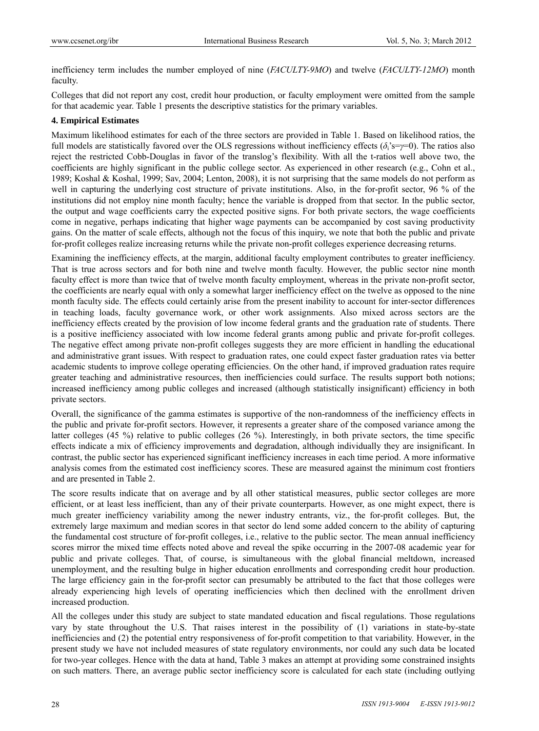inefficiency term includes the number employed of nine (*FACULTY-9MO*) and twelve (*FACULTY-12MO*) month faculty.

Colleges that did not report any cost, credit hour production, or faculty employment were omitted from the sample for that academic year. Table 1 presents the descriptive statistics for the primary variables.

## 4. Empirical Estimates

Maximum likelihood estimates for each of the three sectors are provided in Table 1. Based on likelihood ratios, the full models are statistically favored over the OLS regressions without inefficiency effects ($\delta_i$'s$=\gamma=0$). The ratios also reject the restricted Cobb-Douglas in favor of the translog's flexibility. With all the t-ratios well above two, the coefficients are highly significant in the public college sector. As experienced in other research (e.g., Cohn et al., 1989; Koshal & Koshal, 1999; Sav, 2004; Lenton, 2008), it is not surprising that the same models do not perform as well in capturing the underlying cost structure of private institutions. Also, in the for-profit sector, 96 % of the institutions did not employ nine month faculty; hence the variable is dropped from that sector. In the public sector, the output and wage coefficients carry the expected positive signs. For both private sectors, the wage coefficients come in negative, perhaps indicating that higher wage payments can be accompanied by cost saving productivity gains. On the matter of scale effects, although not the focus of this inquiry, we note that both the public and private for-profit colleges realize increasing returns while the private non-profit colleges experience decreasing returns.

Examining the inefficiency effects, at the margin, additional faculty employment contributes to greater inefficiency. That is true across sectors and for both nine and twelve month faculty. However, the public sector nine month faculty effect is more than twice that of twelve month faculty employment, whereas in the private non-profit sector, the coefficients are nearly equal with only a somewhat larger inefficiency effect on the twelve as opposed to the nine month faculty side. The effects could certainly arise from the present inability to account for inter-sector differences in teaching loads, faculty governance work, or other work assignments. Also mixed across sectors are the inefficiency effects created by the provision of low income federal grants and the graduation rate of students. There is a positive inefficiency associated with low income federal grants among public and private for-profit colleges. The negative effect among private non-profit colleges suggests they are more efficient in handling the educational and administrative grant issues. With respect to graduation rates, one could expect faster graduation rates via better academic students to improve college operating efficiencies. On the other hand, if improved graduation rates require greater teaching and administrative resources, then inefficiencies could surface. The results support both notions; increased inefficiency among public colleges and increased (although statistically insignificant) efficiency in both private sectors.

Overall, the significance of the gamma estimates is supportive of the non-randomness of the inefficiency effects in the public and private for-profit sectors. However, it represents a greater share of the composed variance among the latter colleges (45 %) relative to public colleges (26 %). Interestingly, in both private sectors, the time specific effects indicate a mix of efficiency improvements and degradation, although individually they are insignificant. In contrast, the public sector has experienced significant inefficiency increases in each time period. A more informative analysis comes from the estimated cost inefficiency scores. These are measured against the minimum cost frontiers and are presented in Table 2.

The score results indicate that on average and by all other statistical measures, public sector colleges are more efficient, or at least less inefficient, than any of their private counterparts. However, as one might expect, there is much greater inefficiency variability among the newer industry entrants, viz., the for-profit colleges. But, the extremely large maximum and median scores in that sector do lend some added concern to the ability of capturing the fundamental cost structure of for-profit colleges, i.e., relative to the public sector. The mean annual inefficiency scores mirror the mixed time effects noted above and reveal the spike occurring in the 2007-08 academic year for public and private colleges. That, of course, is simultaneous with the global financial meltdown, increased unemployment, and the resulting bulge in higher education enrollments and corresponding credit hour production. The large efficiency gain in the for-profit sector can presumably be attributed to the fact that those colleges were already experiencing high levels of operating inefficiencies which then declined with the enrollment driven increased production.

All the colleges under this study are subject to state mandated education and fiscal regulations. Those regulations vary by state throughout the U.S. That raises interest in the possibility of (1) variations in state-by-state inefficiencies and (2) the potential entry responsiveness of for-profit competition to that variability. However, in the present study we have not included measures of state regulatory environments, nor could any such data be located for two-year colleges. Hence with the data at hand, Table 3 makes an attempt at providing some constrained insights on such matters. There, an average public sector inefficiency score is calculated for each state (including outlying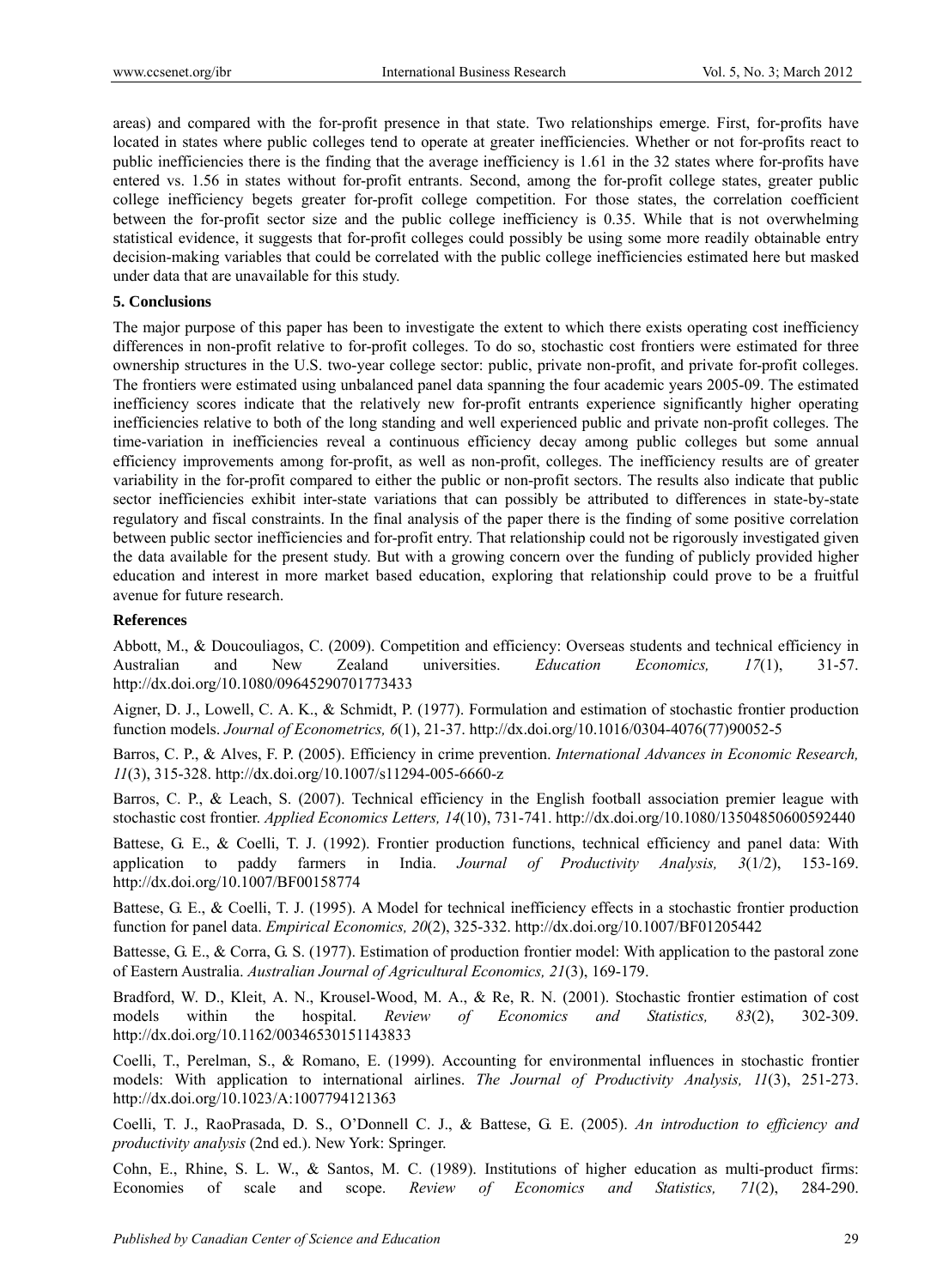areas) and compared with the for-profit presence in that state. Two relationships emerge. First, for-profits have located in states where public colleges tend to operate at greater inefficiencies. Whether or not for-profits react to public inefficiencies there is the finding that the average inefficiency is 1.61 in the 32 states where for-profits have entered vs. 1.56 in states without for-profit entrants. Second, among the for-profit college states, greater public college inefficiency begets greater for-profit college competition. For those states, the correlation coefficient between the for-profit sector size and the public college inefficiency is 0.35. While that is not overwhelming statistical evidence, it suggests that for-profit colleges could possibly be using some more readily obtainable entry decision-making variables that could be correlated with the public college inefficiencies estimated here but masked under data that are unavailable for this study.

## 5. Conclusions

The major purpose of this paper has been to investigate the extent to which there exists operating cost inefficiency differences in non-profit relative to for-profit colleges. To do so, stochastic cost frontiers were estimated for three ownership structures in the U.S. two-year college sector: public, private non-profit, and private for-profit colleges. The frontiers were estimated using unbalanced panel data spanning the four academic years 2005-09. The estimated inefficiency scores indicate that the relatively new for-profit entrants experience significantly higher operating inefficiencies relative to both of the long standing and well experienced public and private non-profit colleges. The time-variation in inefficiencies reveal a continuous efficiency decay among public colleges but some annual efficiency improvements among for-profit, as well as non-profit, colleges. The inefficiency results are of greater variability in the for-profit compared to either the public or non-profit sectors. The results also indicate that public sector inefficiencies exhibit inter-state variations that can possibly be attributed to differences in state-by-state regulatory and fiscal constraints. In the final analysis of the paper there is the finding of some positive correlation between public sector inefficiencies and for-profit entry. That relationship could not be rigorously investigated given the data available for the present study. But with a growing concern over the funding of publicly provided higher education and interest in more market based education, exploring that relationship could prove to be a fruitful avenue for future research.

## References

Abbott, M., & Doucouliagos, C. (2009). Competition and efficiency: Overseas students and technical efficiency in Australian and New Zealand universities. *Education Economics, 17*(1), 31-57. http://dx.doi.org/10.1080/09645290701773433

Aigner, D. J., Lowell, C. A. K., & Schmidt, P. (1977). Formulation and estimation of stochastic frontier production function models. *Journal of Econometrics, 6*(1), 21-37. http://dx.doi.org/10.1016/0304-4076(77)90052-5

Barros, C. P., & Alves, F. P. (2005). Efficiency in crime prevention. *International Advances in Economic Research, 11*(3), 315-328. http://dx.doi.org/10.1007/s11294-005-6660-z

Barros, C. P., & Leach, S. (2007). Technical efficiency in the English football association premier league with stochastic cost frontier. *Applied Economics Letters, 14*(10), 731-741. http://dx.doi.org/10.1080/13504850600592440

Battese, G. E., & Coelli, T. J. (1992). Frontier production functions, technical efficiency and panel data: With application to paddy farmers in India. *Journal of Productivity Analysis, 3*(1/2), 153-169. http://dx.doi.org/10.1007/BF00158774

Battese, G. E., & Coelli, T. J. (1995). A Model for technical inefficiency effects in a stochastic frontier production function for panel data. *Empirical Economics, 20*(2), 325-332. http://dx.doi.org/10.1007/BF01205442

Battesse, G. E., & Corra, G. S. (1977). Estimation of production frontier model: With application to the pastoral zone of Eastern Australia. *Australian Journal of Agricultural Economics, 21*(3), 169-179.

Bradford, W. D., Kleit, A. N., Krousel-Wood, M. A., & Re, R. N. (2001). Stochastic frontier estimation of cost models within the hospital. *Review of Economics and Statistics, 83*(2), 302-309. http://dx.doi.org/10.1162/00346530151143833

Coelli, T., Perelman, S., & Romano, E. (1999). Accounting for environmental influences in stochastic frontier models: With application to international airlines. *The Journal of Productivity Analysis, 11*(3), 251-273. http://dx.doi.org/10.1023/A:1007794121363

Coelli, T. J., RaoPrasada, D. S., O'Donnell C. J., & Battese, G. E. (2005). *An introduction to efficiency and productivity analysis* (2nd ed.). New York: Springer.

Cohn, E., Rhine, S. L. W., & Santos, M. C. (1989). Institutions of higher education as multi-product firms: Economies of scale and scope. *Review of Economics and Statistics, 71*(2), 284-290.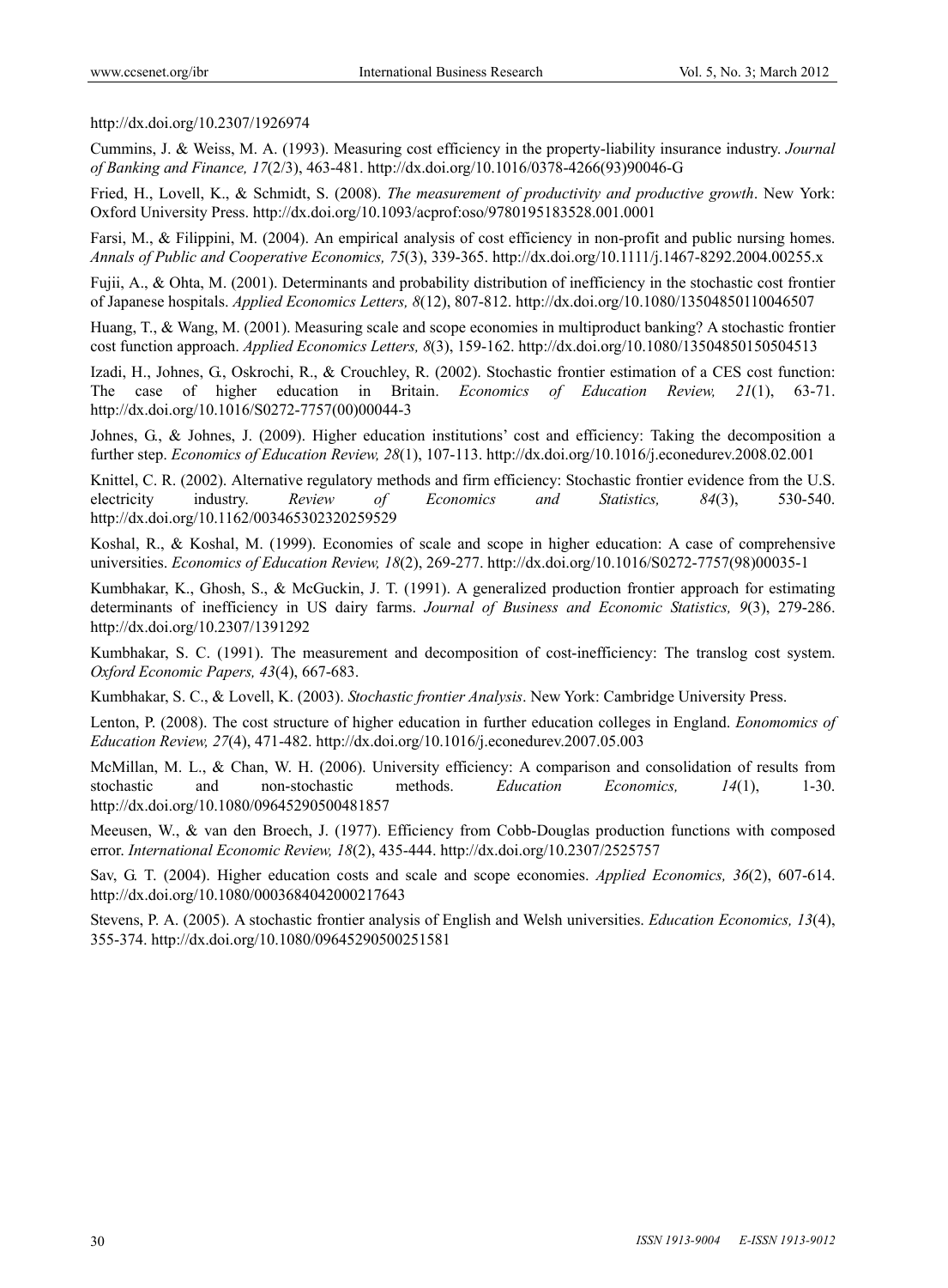http://dx.doi.org/10.2307/1926974

Cummins, J. & Weiss, M. A. (1993). Measuring cost efficiency in the property-liability insurance industry. *Journal of Banking and Finance, 17*(2/3), 463-481. http://dx.doi.org/10.1016/0378-4266(93)90046-G

Fried, H., Lovell, K., & Schmidt, S. (2008). *The measurement of productivity and productive growth*. New York: Oxford University Press. http://dx.doi.org/10.1093/acprof:oso/9780195183528.001.0001

Farsi, M., & Filippini, M. (2004). An empirical analysis of cost efficiency in non-profit and public nursing homes. *Annals of Public and Cooperative Economics, 75*(3), 339-365. http://dx.doi.org/10.1111/j.1467-8292.2004.00255.x

Fujii, A., & Ohta, M. (2001). Determinants and probability distribution of inefficiency in the stochastic cost frontier of Japanese hospitals. *Applied Economics Letters, 8*(12), 807-812. http://dx.doi.org/10.1080/13504850110046507

Huang, T., & Wang, M. (2001). Measuring scale and scope economies in multiproduct banking? A stochastic frontier cost function approach. *Applied Economics Letters, 8*(3), 159-162. http://dx.doi.org/10.1080/13504850150504513

Izadi, H., Johnes, G., Oskrochi, R., & Crouchley, R. (2002). Stochastic frontier estimation of a CES cost function: The case of higher education in Britain. *Economics of Education Review, 21*(1), 63-71. http://dx.doi.org/10.1016/S0272-7757(00)00044-3

Johnes, G., & Johnes, J. (2009). Higher education institutions' cost and efficiency: Taking the decomposition a further step. *Economics of Education Review, 28*(1), 107-113. http://dx.doi.org/10.1016/j.econedurev.2008.02.001

Knittel, C. R. (2002). Alternative regulatory methods and firm efficiency: Stochastic frontier evidence from the U.S. electricity industry. *Review of Economics and Statistics, 84*(3), 530-540. http://dx.doi.org/10.1162/003465302320259529

Koshal, R., & Koshal, M. (1999). Economies of scale and scope in higher education: A case of comprehensive universities. *Economics of Education Review, 18*(2), 269-277. http://dx.doi.org/10.1016/S0272-7757(98)00035-1

Kumbhakar, K., Ghosh, S., & McGuckin, J. T. (1991). A generalized production frontier approach for estimating determinants of inefficiency in US dairy farms. *Journal of Business and Economic Statistics, 9*(3), 279-286. http://dx.doi.org/10.2307/1391292

Kumbhakar, S. C. (1991). The measurement and decomposition of cost-inefficiency: The translog cost system. *Oxford Economic Papers, 43*(4), 667-683.

Kumbhakar, S. C., & Lovell, K. (2003). *Stochastic frontier Analysis*. New York: Cambridge University Press.

Lenton, P. (2008). The cost structure of higher education in further education colleges in England. *Eonomomics of Education Review, 27*(4), 471-482. http://dx.doi.org/10.1016/j.econedurev.2007.05.003

McMillan, M. L., & Chan, W. H. (2006). University efficiency: A comparison and consolidation of results from stochastic and non-stochastic methods. *Education Economics, 14*(1), 1-30. http://dx.doi.org/10.1080/09645290500481857

Meeusen, W., & van den Broech, J. (1977). Efficiency from Cobb-Douglas production functions with composed error. *International Economic Review, 18*(2), 435-444. http://dx.doi.org/10.2307/2525757

Sav, G. T. (2004). Higher education costs and scale and scope economies. *Applied Economics, 36*(2), 607-614. http://dx.doi.org/10.1080/0003684042000217643

Stevens, P. A. (2005). A stochastic frontier analysis of English and Welsh universities. *Education Economics, 13*(4), 355-374. http://dx.doi.org/10.1080/09645290500251581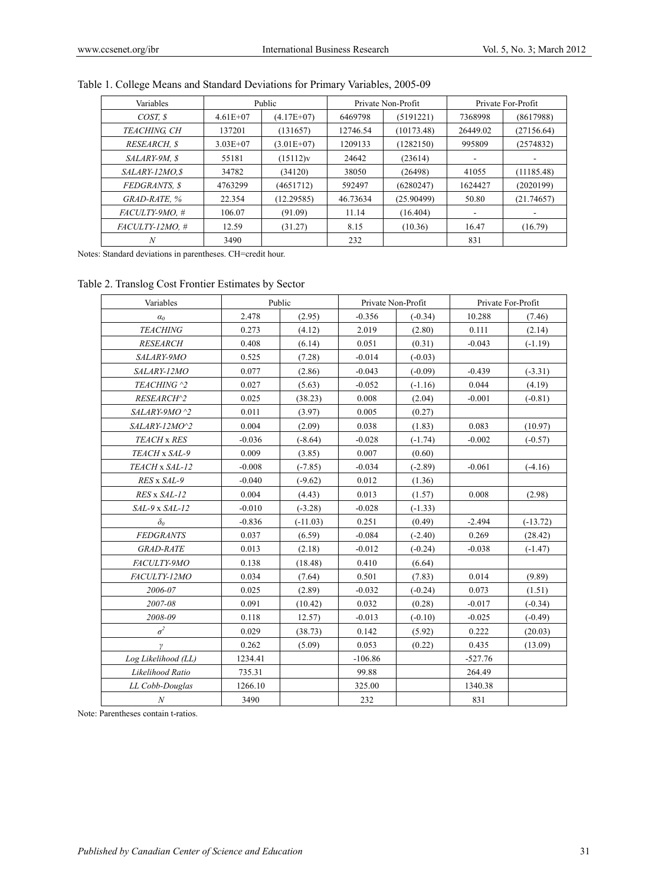Table 1. College Means and Standard Deviations for Primary Variables, 2005-09

| Variables | Public | | Private Non-Profit | | Private For-Profit | |
|---|---|---|---|---|---|---|
| *COST, $* | 4.61E+07 | (4.17E+07) | 6469798 | (5191221) | 7368998 | (8617988) |
| *TEACHING, CH* | 137201 | (131657) | 12746.54 | (10173.48) | 26449.02 | (27156.64) |
| *RESEARCH, $* | 3.03E+07 | (3.01E+07) | 1209133 | (1282150) | 995809 | (2574832) |
| *SALARY-9M, $* | 55181 | (15112)v | 24642 | (23614) | - | - |
| *SALARY-12MO,$* | 34782 | (34120) | 38050 | (26498) | 41055 | (11185.48) |
| *FEDGRANTS, $* | 4763299 | (4651712) | 592497 | (6280247) | 1624427 | (2020199) |
| *GRAD-RATE, %* | 22.354 | (12.29585) | 46.73634 | (25.90499) | 50.80 | (21.74657) |
| *FACULTY-9MO, #* | 106.07 | (91.09) | 11.14 | (16.404) | - | - |
| *FACULTY-12MO, #* | 12.59 | (31.27) | 8.15 | (10.36) | 16.47 | (16.79) |
| *N* | 3490 | | 232 | | 831 | |

Notes: Standard deviations in parentheses. CH=credit hour.

Table 2. Translog Cost Frontier Estimates by Sector

| Variables | Public | | Private Non-Profit | | Private For-Profit | |
|---|---|---|---|---|---|---|
| $\alpha_0$ | 2.478 | (2.95) | -0.356 | (-0.34) | 10.288 | (7.46) |
| *TEACHING* | 0.273 | (4.12) | 2.019 | (2.80) | 0.111 | (2.14) |
| *RESEARCH* | 0.408 | (6.14) | 0.051 | (0.31) | -0.043 | (-1.19) |
| *SALARY-9MO* | 0.525 | (7.28) | -0.014 | (-0.03) | | |
| *SALARY-12MO* | 0.077 | (2.86) | -0.043 | (-0.09) | -0.439 | (-3.31) |
| *TEACHING ^2* | 0.027 | (5.63) | -0.052 | (-1.16) | 0.044 | (4.19) |
| *RESEARCH^2* | 0.025 | (38.23) | 0.008 | (2.04) | -0.001 | (-0.81) |
| *SALARY-9MO ^2* | 0.011 | (3.97) | 0.005 | (0.27) | | |
| *SALARY-12MO^2* | 0.004 | (2.09) | 0.038 | (1.83) | 0.083 | (10.97) |
| *TEACH* x *RES* | -0.036 | (-8.64) | -0.028 | (-1.74) | -0.002 | (-0.57) |
| *TEACH* x *SAL-9* | 0.009 | (3.85) | 0.007 | (0.60) | | |
| *TEACH* x *SAL-12* | -0.008 | (-7.85) | -0.034 | (-2.89) | -0.061 | (-4.16) |
| *RES* x *SAL-9* | -0.040 | (-9.62) | 0.012 | (1.36) | | |
| *RES* x *SAL-12* | 0.004 | (4.43) | 0.013 | (1.57) | 0.008 | (2.98) |
| *SAL-9* x *SAL-12* | -0.010 | (-3.28) | -0.028 | (-1.33) | | |
| $\delta_0$ | -0.836 | (-11.03) | 0.251 | (0.49) | -2.494 | (-13.72) |
| *FEDGRANTS* | 0.037 | (6.59) | -0.084 | (-2.40) | 0.269 | (28.42) |
| *GRAD-RATE* | 0.013 | (2.18) | -0.012 | (-0.24) | -0.038 | (-1.47) |
| *FACULTY-9MO* | 0.138 | (18.48) | 0.410 | (6.64) | | |
| *FACULTY-12MO* | 0.034 | (7.64) | 0.501 | (7.83) | 0.014 | (9.89) |
| *2006-07* | 0.025 | (2.89) | -0.032 | (-0.24) | 0.073 | (1.51) |
| *2007-08* | 0.091 | (10.42) | 0.032 | (0.28) | -0.017 | (-0.34) |
| *2008-09* | 0.118 | 12.57) | -0.013 | (-0.10) | -0.025 | (-0.49) |
| $\sigma^2$ | 0.029 | (38.73) | 0.142 | (5.92) | 0.222 | (20.03) |
| $\gamma$ | 0.262 | (5.09) | 0.053 | (0.22) | 0.435 | (13.09) |
| *Log Likelihood (LL)* | 1234.41 | | -106.86 | | -527.76 | |
| *Likelihood Ratio* | 735.31 | | 99.88 | | 264.49 | |
| *LL Cobb-Douglas* | 1266.10 | | 325.00 | | 1340.38 | |
| *N* | 3490 | | 232 | | 831 | |

Note: Parentheses contain t-ratios.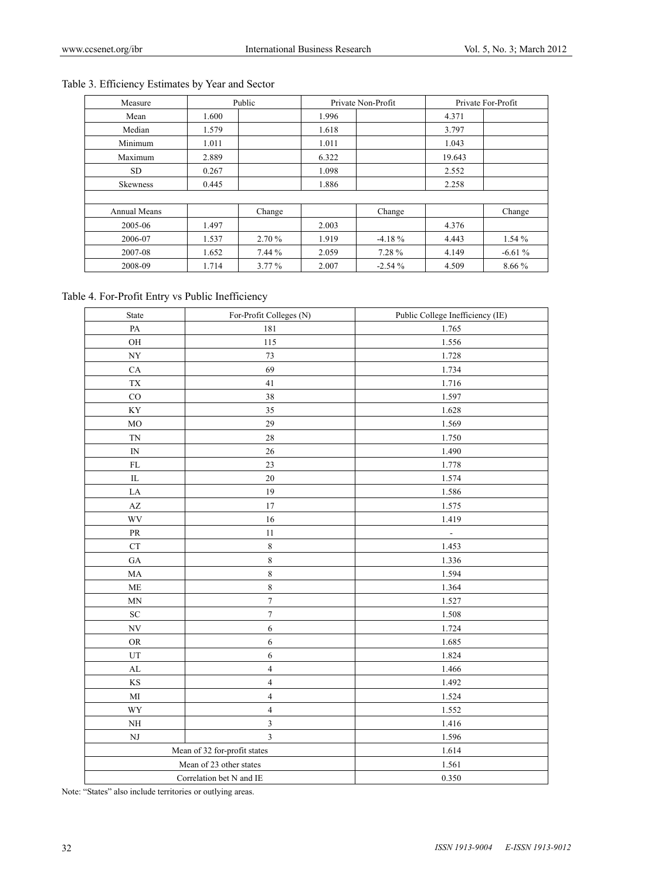Table 3. Efficiency Estimates by Year and Sector

| Measure | Public | | Private Non-Profit | | Private For-Profit | |
|---|---|---|---|---|---|---|
| Mean | 1.600 | | 1.996 | | 4.371 | |
| Median | 1.579 | | 1.618 | | 3.797 | |
| Minimum | 1.011 | | 1.011 | | 1.043 | |
| Maximum | 2.889 | | 6.322 | | 19.643 | |
| SD | 0.267 | | 1.098 | | 2.552 | |
| Skewness | 0.445 | | 1.886 | | 2.258 | |
| | | | | | | |
| Annual Means | | Change | | Change | | Change |
| 2005-06 | 1.497 | | 2.003 | | 4.376 | |
| 2006-07 | 1.537 | 2.70 % | 1.919 | -4.18 % | 4.443 | 1.54 % |
| 2007-08 | 1.652 | 7.44 % | 2.059 | 7.28 % | 4.149 | -6.61 % |
| 2008-09 | 1.714 | 3.77 % | 2.007 | -2.54 % | 4.509 | 8.66 % |

Table 4. For-Profit Entry vs Public Inefficiency

| State | For-Profit Colleges (N) | Public College Inefficiency (IE) |
|---|---|---|
| PA | 181 | 1.765 |
| OH | 115 | 1.556 |
| NY | 73 | 1.728 |
| CA | 69 | 1.734 |
| TX | 41 | 1.716 |
| CO | 38 | 1.597 |
| KY | 35 | 1.628 |
| MO | 29 | 1.569 |
| TN | 28 | 1.750 |
| IN | 26 | 1.490 |
| FL | 23 | 1.778 |
| IL | 20 | 1.574 |
| LA | 19 | 1.586 |
| AZ | 17 | 1.575 |
| WV | 16 | 1.419 |
| PR | 11 | - |
| CT | 8 | 1.453 |
| GA | 8 | 1.336 |
| MA | 8 | 1.594 |
| ME | 8 | 1.364 |
| MN | 7 | 1.527 |
| SC | 7 | 1.508 |
| NV | 6 | 1.724 |
| OR | 6 | 1.685 |
| UT | 6 | 1.824 |
| AL | 4 | 1.466 |
| KS | 4 | 1.492 |
| MI | 4 | 1.524 |
| WY | 4 | 1.552 |
| NH | 3 | 1.416 |
| NJ | 3 | 1.596 |
| Mean of 32 for-profit states | | 1.614 |
| Mean of 23 other states | | 1.561 |
| Correlation bet N and IE | | 0.350 |

Note: "States" also include territories or outlying areas.